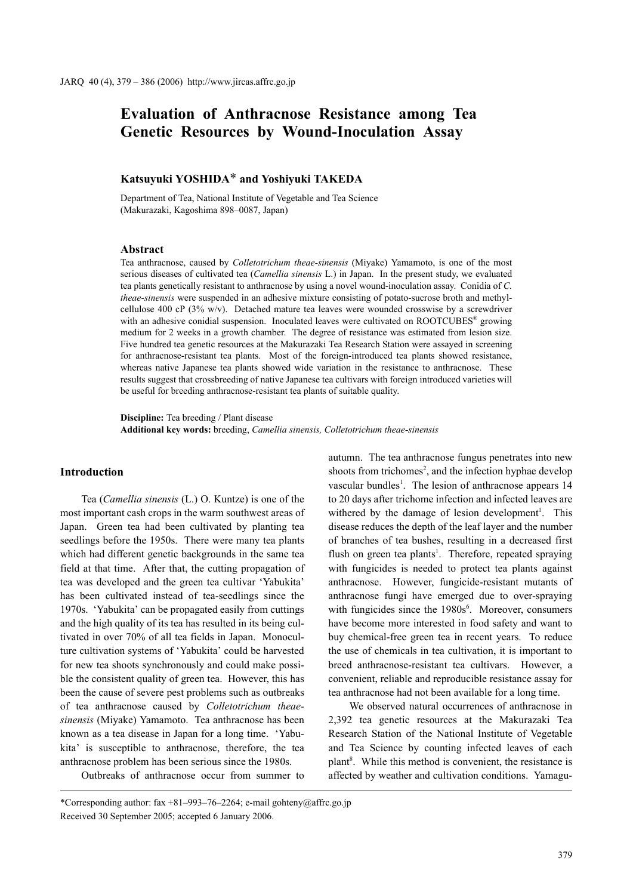# Evaluation of Anthracnose Resistance among Tea Genetic Resources by Wound-Inoculation Assay

**Katsuyuki YOSHIDA*** **and Yoshiyuki TAKEDA**

Department of Tea, National Institute of Vegetable and Tea Science (Makurazaki, Kagoshima 898–0087, Japan)

## Abstract

Tea anthracnose, caused by *Colletotrichum theae-sinensis* (Miyake) Yamamoto, is one of the most serious diseases of cultivated tea (*Camellia sinensis* L.) in Japan. In the present study, we evaluated tea plants genetically resistant to anthracnose by using a novel wound-inoculation assay. Conidia of *C. theae-sinensis* were suspended in an adhesive mixture consisting of potato-sucrose broth and methylcellulose 400 cP (3% w/v). Detached mature tea leaves were wounded crosswise by a screwdriver with an adhesive conidial suspension. Inoculated leaves were cultivated on ROOTCUBES® growing medium for 2 weeks in a growth chamber. The degree of resistance was estimated from lesion size. Five hundred tea genetic resources at the Makurazaki Tea Research Station were assayed in screening for anthracnose-resistant tea plants. Most of the foreign-introduced tea plants showed resistance, whereas native Japanese tea plants showed wide variation in the resistance to anthracnose. These results suggest that crossbreeding of native Japanese tea cultivars with foreign introduced varieties will be useful for breeding anthracnose-resistant tea plants of suitable quality.

**Discipline:** Tea breeding / Plant disease
**Additional key words:** breeding, *Camellia sinensis, Colletotrichum theae-sinensis*

## Introduction

Tea (*Camellia sinensis* (L.) O. Kuntze) is one of the most important cash crops in the warm southwest areas of Japan. Green tea had been cultivated by planting tea seedlings before the 1950s. There were many tea plants which had different genetic backgrounds in the same tea field at that time. After that, the cutting propagation of tea was developed and the green tea cultivar 'Yabukita' has been cultivated instead of tea-seedlings since the 1970s. 'Yabukita' can be propagated easily from cuttings and the high quality of its tea has resulted in its being cultivated in over 70% of all tea fields in Japan. Monoculture cultivation systems of 'Yabukita' could be harvested for new tea shoots synchronously and could make possible the consistent quality of green tea. However, this has been the cause of severe pest problems such as outbreaks of tea anthracnose caused by *Colletotrichum theae-sinensis* (Miyake) Yamamoto. Tea anthracnose has been known as a tea disease in Japan for a long time. 'Yabukita' is susceptible to anthracnose, therefore, the tea anthracnose problem has been serious since the 1980s.

Outbreaks of anthracnose occur from summer to autumn. The tea anthracnose fungus penetrates into new shoots from trichomes[2], and the infection hyphae develop vascular bundles[1]. The lesion of anthracnose appears 14 to 20 days after trichome infection and infected leaves are withered by the damage of lesion development[1]. This disease reduces the depth of the leaf layer and the number of branches of tea bushes, resulting in a decreased first flush on green tea plants[1]. Therefore, repeated spraying with fungicides is needed to protect tea plants against anthracnose. However, fungicide-resistant mutants of anthracnose fungi have emerged due to over-spraying with fungicides since the 1980s[6]. Moreover, consumers have become more interested in food safety and want to buy chemical-free green tea in recent years. To reduce the use of chemicals in tea cultivation, it is important to breed anthracnose-resistant tea cultivars. However, a convenient, reliable and reproducible resistance assay for tea anthracnose had not been available for a long time.

We observed natural occurrences of anthracnose in 2,392 tea genetic resources at the Makurazaki Tea Research Station of the National Institute of Vegetable and Tea Science by counting infected leaves of each plant[8]. While this method is convenient, the resistance is affected by weather and cultivation conditions. Yamagu-

*Corresponding author: fax +81–993–76–2264; e-mail gohteny@affrc.go.jp
Received 30 September 2005; accepted 6 January 2006.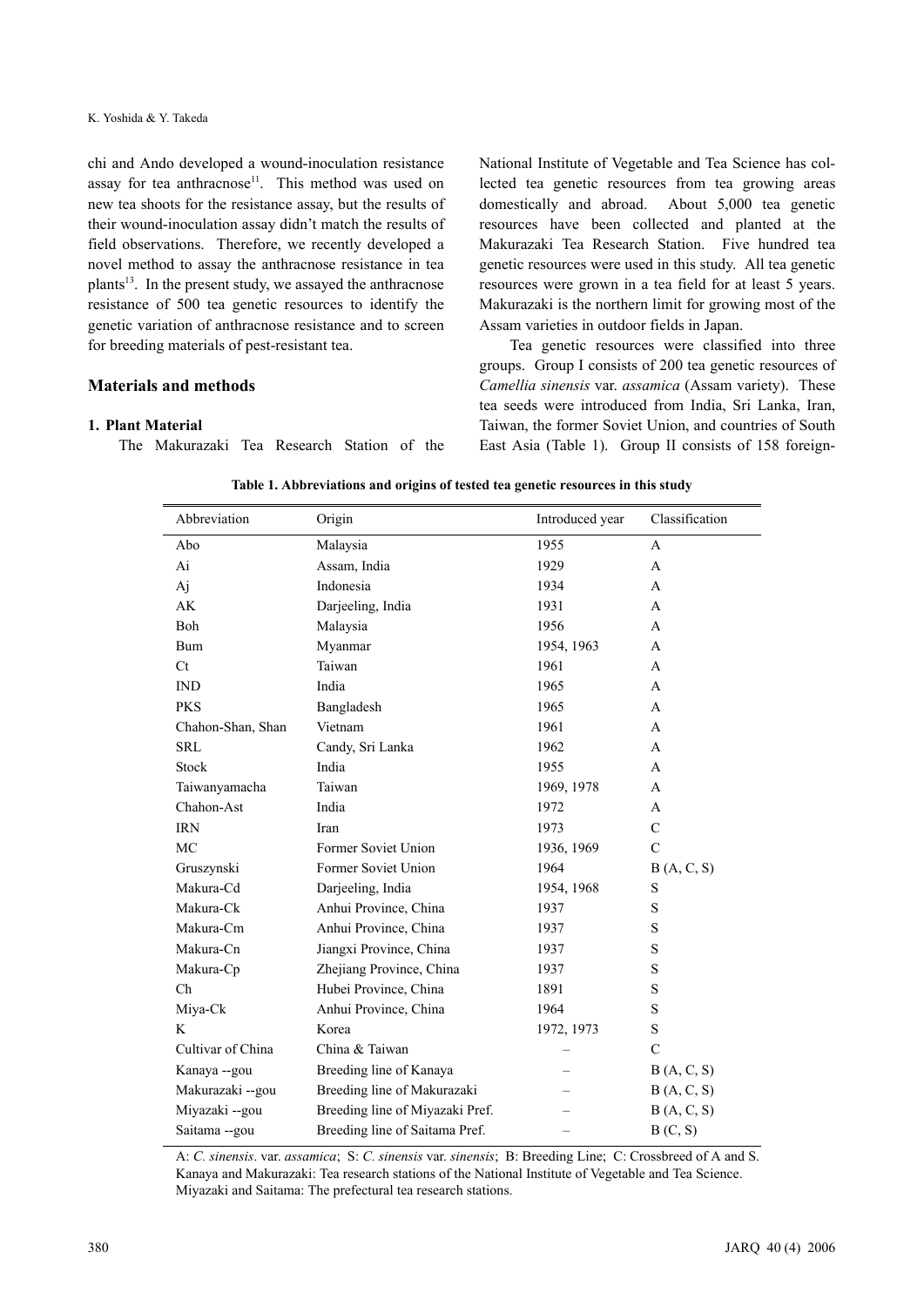chi and Ando developed a wound-inoculation resistance assay for tea anthracnose[11]. This method was used on new tea shoots for the resistance assay, but the results of their wound-inoculation assay didn't match the results of field observations. Therefore, we recently developed a novel method to assay the anthracnose resistance in tea plants[13]. In the present study, we assayed the anthracnose resistance of 500 tea genetic resources to identify the genetic variation of anthracnose resistance and to screen for breeding materials of pest-resistant tea.

## Materials and methods

### 1. Plant Material

The Makurazaki Tea Research Station of the National Institute of Vegetable and Tea Science has collected tea genetic resources from tea growing areas domestically and abroad. About 5,000 tea genetic resources have been collected and planted at the Makurazaki Tea Research Station. Five hundred tea genetic resources were used in this study. All tea genetic resources were grown in a tea field for at least 5 years. Makurazaki is the northern limit for growing most of the Assam varieties in outdoor fields in Japan.

Tea genetic resources were classified into three groups. Group I consists of 200 tea genetic resources of *Camellia sinensis* var. *assamica* (Assam variety). These tea seeds were introduced from India, Sri Lanka, Iran, Taiwan, the former Soviet Union, and countries of South East Asia (Table 1). Group II consists of 158 foreign-

**Table 1. Abbreviations and origins of tested tea genetic resources in this study**

| Abbreviation | Origin | Introduced year | Classification |
|---|---|---|---|
| Abo | Malaysia | 1955 | A |
| Ai | Assam, India | 1929 | A |
| Aj | Indonesia | 1934 | A |
| AK | Darjeeling, India | 1931 | A |
| Boh | Malaysia | 1956 | A |
| Bum | Myanmar | 1954, 1963 | A |
| Ct | Taiwan | 1961 | A |
| IND | India | 1965 | A |
| PKS | Bangladesh | 1965 | A |
| Chahon-Shan, Shan | Vietnam | 1961 | A |
| SRL | Candy, Sri Lanka | 1962 | A |
| Stock | India | 1955 | A |
| Taiwanyamacha | Taiwan | 1969, 1978 | A |
| Chahon-Ast | India | 1972 | A |
| IRN | Iran | 1973 | C |
| MC | Former Soviet Union | 1936, 1969 | C |
| Gruszynski | Former Soviet Union | 1964 | B (A, C, S) |
| Makura-Cd | Darjeeling, India | 1954, 1968 | S |
| Makura-Ck | Anhui Province, China | 1937 | S |
| Makura-Cm | Anhui Province, China | 1937 | S |
| Makura-Cn | Jiangxi Province, China | 1937 | S |
| Makura-Cp | Zhejiang Province, China | 1937 | S |
| Ch | Hubei Province, China | 1891 | S |
| Miya-Ck | Anhui Province, China | 1964 | S |
| K | Korea | 1972, 1973 | S |
| Cultivar of China | China & Taiwan | – | C |
| Kanaya --gou | Breeding line of Kanaya | – | B (A, C, S) |
| Makurazaki --gou | Breeding line of Makurazaki | – | B (A, C, S) |
| Miyazaki --gou | Breeding line of Miyazaki Pref. | – | B (A, C, S) |
| Saitama --gou | Breeding line of Saitama Pref. | – | B (C, S) |

A: *C. sinensis*. var. *assamica*; S: *C. sinensis* var. *sinensis*; B: Breeding Line; C: Crossbreed of A and S.
Kanaya and Makurazaki: Tea research stations of the National Institute of Vegetable and Tea Science.
Miyazaki and Saitama: The prefectural tea research stations.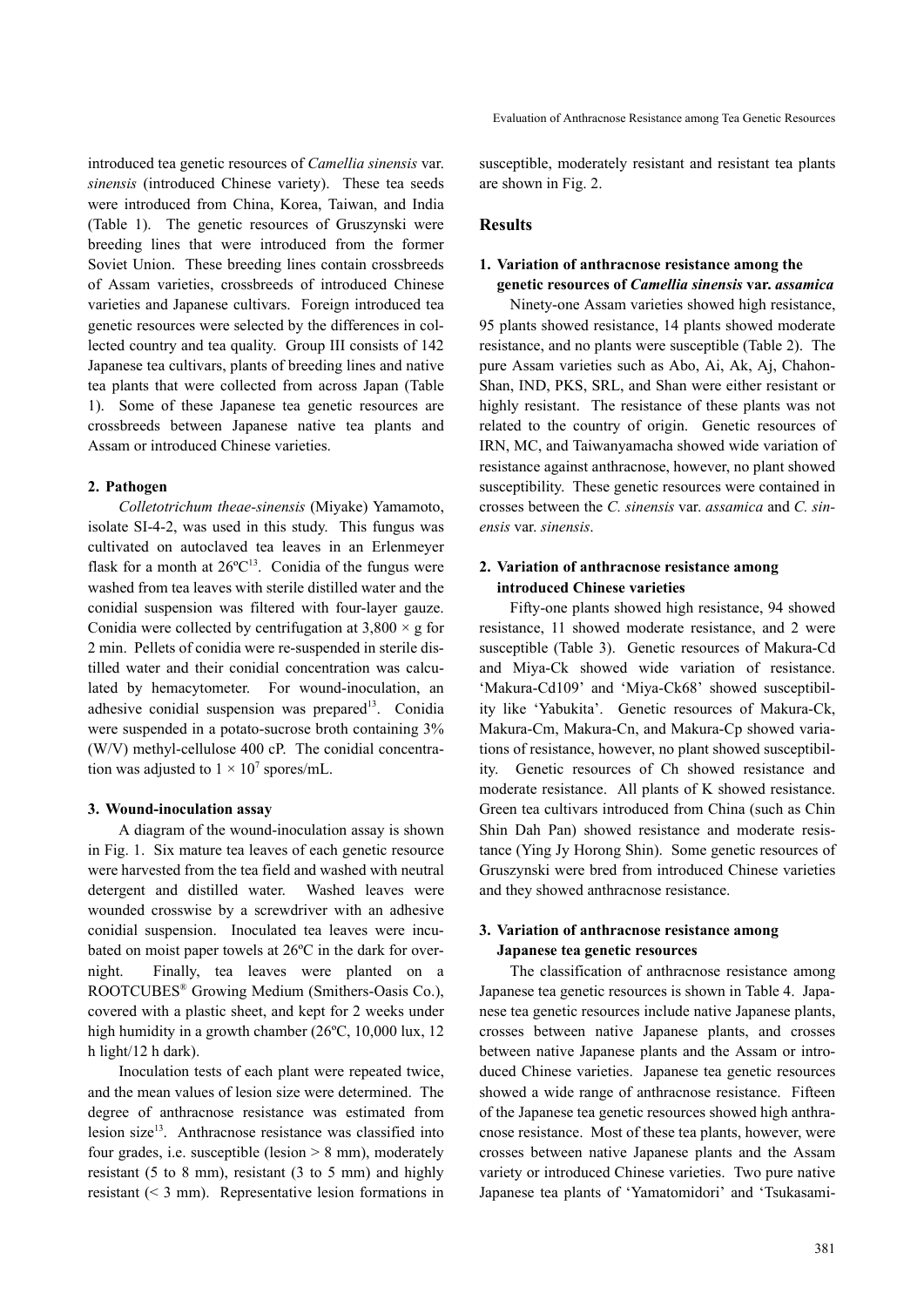introduced tea genetic resources of *Camellia sinensis* var. *sinensis* (introduced Chinese variety). These tea seeds were introduced from China, Korea, Taiwan, and India (Table 1). The genetic resources of Gruszynski were breeding lines that were introduced from the former Soviet Union. These breeding lines contain crossbreeds of Assam varieties, crossbreeds of introduced Chinese varieties and Japanese cultivars. Foreign introduced tea genetic resources were selected by the differences in collected country and tea quality. Group III consists of 142 Japanese tea cultivars, plants of breeding lines and native tea plants that were collected from across Japan (Table 1). Some of these Japanese tea genetic resources are crossbreeds between Japanese native tea plants and Assam or introduced Chinese varieties.

### 2. Pathogen

*Colletotrichum theae-sinensis* (Miyake) Yamamoto, isolate SI-4-2, was used in this study. This fungus was cultivated on autoclaved tea leaves in an Erlenmeyer flask for a month at 26ºC[13]. Conidia of the fungus were washed from tea leaves with sterile distilled water and the conidial suspension was filtered with four-layer gauze. Conidia were collected by centrifugation at $3,800 \times g$ for 2 min. Pellets of conidia were re-suspended in sterile distilled water and their conidial concentration was calculated by hemacytometer. For wound-inoculation, an adhesive conidial suspension was prepared[13]. Conidia were suspended in a potato-sucrose broth containing 3% (W/V) methyl-cellulose 400 cP. The conidial concentration was adjusted to $1 \times 10^7$ spores/mL.

### 3. Wound-inoculation assay

A diagram of the wound-inoculation assay is shown in Fig. 1. Six mature tea leaves of each genetic resource were harvested from the tea field and washed with neutral detergent and distilled water. Washed leaves were wounded crosswise by a screwdriver with an adhesive conidial suspension. Inoculated tea leaves were incubated on moist paper towels at 26ºC in the dark for overnight. Finally, tea leaves were planted on a ROOTCUBES® Growing Medium (Smithers-Oasis Co.), covered with a plastic sheet, and kept for 2 weeks under high humidity in a growth chamber (26ºC, 10,000 lux, 12 h light/12 h dark).

Inoculation tests of each plant were repeated twice, and the mean values of lesion size were determined. The degree of anthracnose resistance was estimated from lesion size[13]. Anthracnose resistance was classified into four grades, i.e. susceptible (lesion > 8 mm), moderately resistant (5 to 8 mm), resistant (3 to 5 mm) and highly resistant (< 3 mm). Representative lesion formations in susceptible, moderately resistant and resistant tea plants are shown in Fig. 2.

## Results

### 1. Variation of anthracnose resistance among the genetic resources of *Camellia sinensis* var. *assamica*

Ninety-one Assam varieties showed high resistance, 95 plants showed resistance, 14 plants showed moderate resistance, and no plants were susceptible (Table 2). The pure Assam varieties such as Abo, Ai, Ak, Aj, Chahon-Shan, IND, PKS, SRL, and Shan were either resistant or highly resistant. The resistance of these plants was not related to the country of origin. Genetic resources of IRN, MC, and Taiwanyamacha showed wide variation of resistance against anthracnose, however, no plant showed susceptibility. These genetic resources were contained in crosses between the *C. sinensis* var. *assamica* and *C. sinensis* var. *sinensis*.

### 2. Variation of anthracnose resistance among introduced Chinese varieties

Fifty-one plants showed high resistance, 94 showed resistance, 11 showed moderate resistance, and 2 were susceptible (Table 3). Genetic resources of Makura-Cd and Miya-Ck showed wide variation of resistance. 'Makura-Cd109' and 'Miya-Ck68' showed susceptibility like 'Yabukita'. Genetic resources of Makura-Ck, Makura-Cm, Makura-Cn, and Makura-Cp showed variations of resistance, however, no plant showed susceptibility. Genetic resources of Ch showed resistance and moderate resistance. All plants of K showed resistance. Green tea cultivars introduced from China (such as Chin Shin Dah Pan) showed resistance and moderate resistance (Ying Jy Horong Shin). Some genetic resources of Gruszynski were bred from introduced Chinese varieties and they showed anthracnose resistance.

### 3. Variation of anthracnose resistance among Japanese tea genetic resources

The classification of anthracnose resistance among Japanese tea genetic resources is shown in Table 4. Japanese tea genetic resources include native Japanese plants, crosses between native Japanese plants, and crosses between native Japanese plants and the Assam or introduced Chinese varieties. Japanese tea genetic resources showed a wide range of anthracnose resistance. Fifteen of the Japanese tea genetic resources showed high anthracnose resistance. Most of these tea plants, however, were crosses between native Japanese plants and the Assam variety or introduced Chinese varieties. Two pure native Japanese tea plants of 'Yamatomidori' and 'Tsukasami-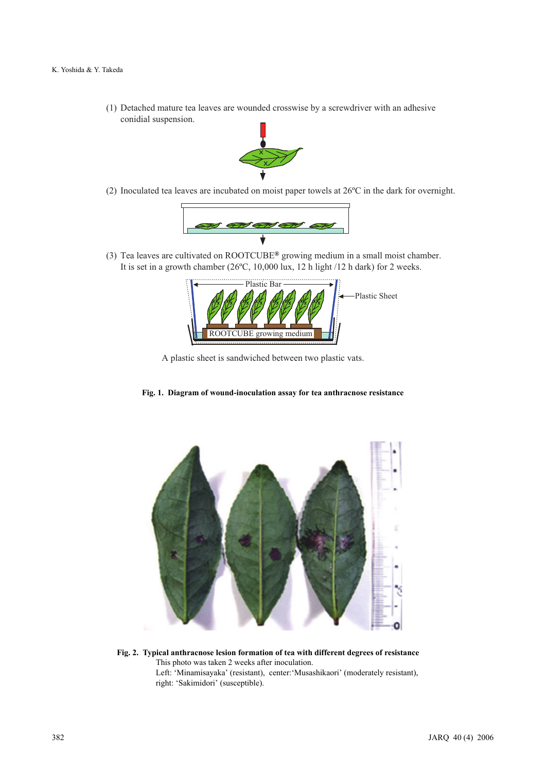(1) Detached mature tea leaves are wounded crosswise by a screwdriver with an adhesive conidial suspension.

(2) Inoculated tea leaves are incubated on moist paper towels at 26ºC in the dark for overnight.

(3) Tea leaves are cultivated on ROOTCUBE® growing medium in a small moist chamber. It is set in a growth chamber (26ºC, 10,000 lux, 12 h light /12 h dark) for 2 weeks.

Plastic Bar

Plastic Sheet

ROOTCUBE growing medium

A plastic sheet is sandwiched between two plastic vats.

**Fig. 1. Diagram of wound-inoculation assay for tea anthracnose resistance**

**Fig. 2. Typical anthracnose lesion formation of tea with different degrees of resistance**

This photo was taken 2 weeks after inoculation.

Left: 'Minamisayaka' (resistant), center:'Musashikaori' (moderately resistant), right: 'Sakimidori' (susceptible).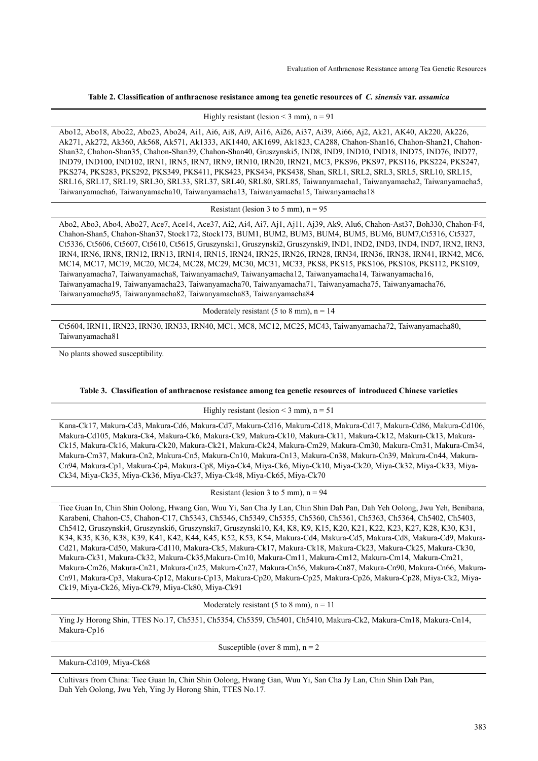**Table 2. Classification of anthracnose resistance among tea genetic resources of *C. sinensis* var. *assamica***

| Highly resistant (lesion < 3 mm), n = 91 |
|---|
| Abo12, Abo18, Abo22, Abo23, Abo24, Ai1, Ai6, Ai8, Ai9, Ai16, Ai26, Ai37, Ai39, Ai66, Aj2, Ak21, AK40, Ak220, Ak226, Ak271, Ak272, Ak360, Ak568, Ak571, Ak1333, AK1440, AK1699, Ak1823, CA288, Chahon-Shan16, Chahon-Shan21, Chahon-Shan32, Chahon-Shan35, Chahon-Shan39, Chahon-Shan40, Gruszynski5, IND8, IND9, IND10, IND18, IND75, IND76, IND77, IND79, IND100, IND102, IRN1, IRN5, IRN7, IRN9, IRN10, IRN20, IRN21, MC3, PKS96, PKS97, PKS116, PKS224, PKS247, PKS274, PKS283, PKS292, PKS349, PKS411, PKS423, PKS434, PKS438, Shan, SRL1, SRL2, SRL3, SRL5, SRL10, SRL15, SRL16, SRL17, SRL19, SRL30, SRL33, SRL37, SRL40, SRL80, SRL85, Taiwanyamacha1, Taiwanyamacha2, Taiwanyamacha5, Taiwanyamacha6, Taiwanyamacha10, Taiwanyamacha13, Taiwanyamacha15, Taiwanyamacha18 |
| **Resistant (lesion 3 to 5 mm), n = 95** |
| Abo2, Abo3, Abo4, Abo27, Ace7, Ace14, Ace37, Ai2, Ai4, Ai7, Aj1, Aj11, Aj39, Ak9, Alu6, Chahon-Ast37, Boh330, Chahon-F4, Chahon-Shan5, Chahon-Shan37, Stock172, Stock173, BUM1, BUM2, BUM3, BUM4, BUM5, BUM6, BUM7,Ct5316, Ct5327, Ct5336, Ct5606, Ct5607, Ct5610, Ct5615, Gruszynski1, Gruszynski2, Gruszynski9, IND1, IND2, IND3, IND4, IND7, IRN2, IRN3, IRN4, IRN6, IRN8, IRN12, IRN13, IRN14, IRN15, IRN24, IRN25, IRN26, IRN28, IRN34, IRN36, IRN38, IRN41, IRN42, MC6, MC14, MC17, MC19, MC20, MC24, MC28, MC29, MC30, MC31, MC33, PKS8, PKS15, PKS106, PKS108, PKS112, PKS109, Taiwanyamacha7, Taiwanyamacha8, Taiwanyamacha9, Taiwanyamacha12, Taiwanyamacha14, Taiwanyamacha16, Taiwanyamacha19, Taiwanyamacha23, Taiwanyamacha70, Taiwanyamacha71, Taiwanyamacha75, Taiwanyamacha76, Taiwanyamacha95, Taiwanyamacha82, Taiwanyamacha83, Taiwanyamacha84 |
| **Moderately resistant (5 to 8 mm), n = 14** |
| Ct5604, IRN11, IRN23, IRN30, IRN33, IRN40, MC1, MC8, MC12, MC25, MC43, Taiwanyamacha72, Taiwanyamacha80, Taiwanyamacha81 |
| No plants showed susceptibility. |

**Table 3. Classification of anthracnose resistance among tea genetic resources of introduced Chinese varieties**

| Highly resistant (lesion < 3 mm), n = 51 |
|---|
| Kana-Ck17, Makura-Cd3, Makura-Cd6, Makura-Cd7, Makura-Cd16, Makura-Cd18, Makura-Cd17, Makura-Cd86, Makura-Cd106, Makura-Cd105, Makura-Ck4, Makura-Ck6, Makura-Ck9, Makura-Ck10, Makura-Ck11, Makura-Ck12, Makura-Ck13, Makura-Ck15, Makura-Ck16, Makura-Ck20, Makura-Ck21, Makura-Ck24, Makura-Cm29, Makura-Cm30, Makura-Cm31, Makura-Cm34, Makura-Cm37, Makura-Cn2, Makura-Cn5, Makura-Cn10, Makura-Cn13, Makura-Cn38, Makura-Cn39, Makura-Cn44, Makura-Cn94, Makura-Cp1, Makura-Cp4, Makura-Cp8, Miya-Ck4, Miya-Ck6, Miya-Ck10, Miya-Ck20, Miya-Ck32, Miya-Ck33, Miya-Ck34, Miya-Ck35, Miya-Ck36, Miya-Ck37, Miya-Ck48, Miya-Ck65, Miya-Ck70 |
| **Resistant (lesion 3 to 5 mm), n = 94** |
| Tiee Guan In, Chin Shin Oolong, Hwang Gan, Wuu Yi, San Cha Jy Lan, Chin Shin Dah Pan, Dah Yeh Oolong, Jwu Yeh, Benibana, Karabeni, Chahon-C5, Chahon-C17, Ch5343, Ch5346, Ch5349, Ch5355, Ch5360, Ch5361, Ch5363, Ch5364, Ch5402, Ch5403, Ch5412, Gruszynski4, Gruszynski6, Gruszynski7, Gruszynski10, K4, K8, K9, K15, K20, K21, K22, K23, K27, K28, K30, K31, K34, K35, K36, K38, K39, K41, K42, K44, K45, K52, K53, K54, Makura-Cd4, Makura-Cd5, Makura-Cd8, Makura-Cd9, Makura-Cd21, Makura-Cd50, Makura-Cd110, Makura-Ck5, Makura-Ck17, Makura-Ck18, Makura-Ck23, Makura-Ck25, Makura-Ck30, Makura-Ck31, Makura-Ck32, Makura-Ck35,Makura-Cm10, Makura-Cm11, Makura-Cm12, Makura-Cm14, Makura-Cm21, Makura-Cm26, Makura-Cn21, Makura-Cn25, Makura-Cn27, Makura-Cn56, Makura-Cn87, Makura-Cn90, Makura-Cn66, Makura-Cn91, Makura-Cp3, Makura-Cp12, Makura-Cp13, Makura-Cp20, Makura-Cp25, Makura-Cp26, Makura-Cp28, Miya-Ck2, Miya-Ck19, Miya-Ck26, Miya-Ck79, Miya-Ck80, Miya-Ck91 |
| **Moderately resistant (5 to 8 mm), n = 11** |
| Ying Jy Horong Shin, TTES No.17, Ch5351, Ch5354, Ch5359, Ch5401, Ch5410, Makura-Ck2, Makura-Cm18, Makura-Cn14, Makura-Cp16 |
| **Susceptible (over 8 mm), n = 2** |
| Makura-Cd109, Miya-Ck68 |

Cultivars from China: Tiee Guan In, Chin Shin Oolong, Hwang Gan, Wuu Yi, San Cha Jy Lan, Chin Shin Dah Pan, Dah Yeh Oolong, Jwu Yeh, Ying Jy Horong Shin, TTES No.17.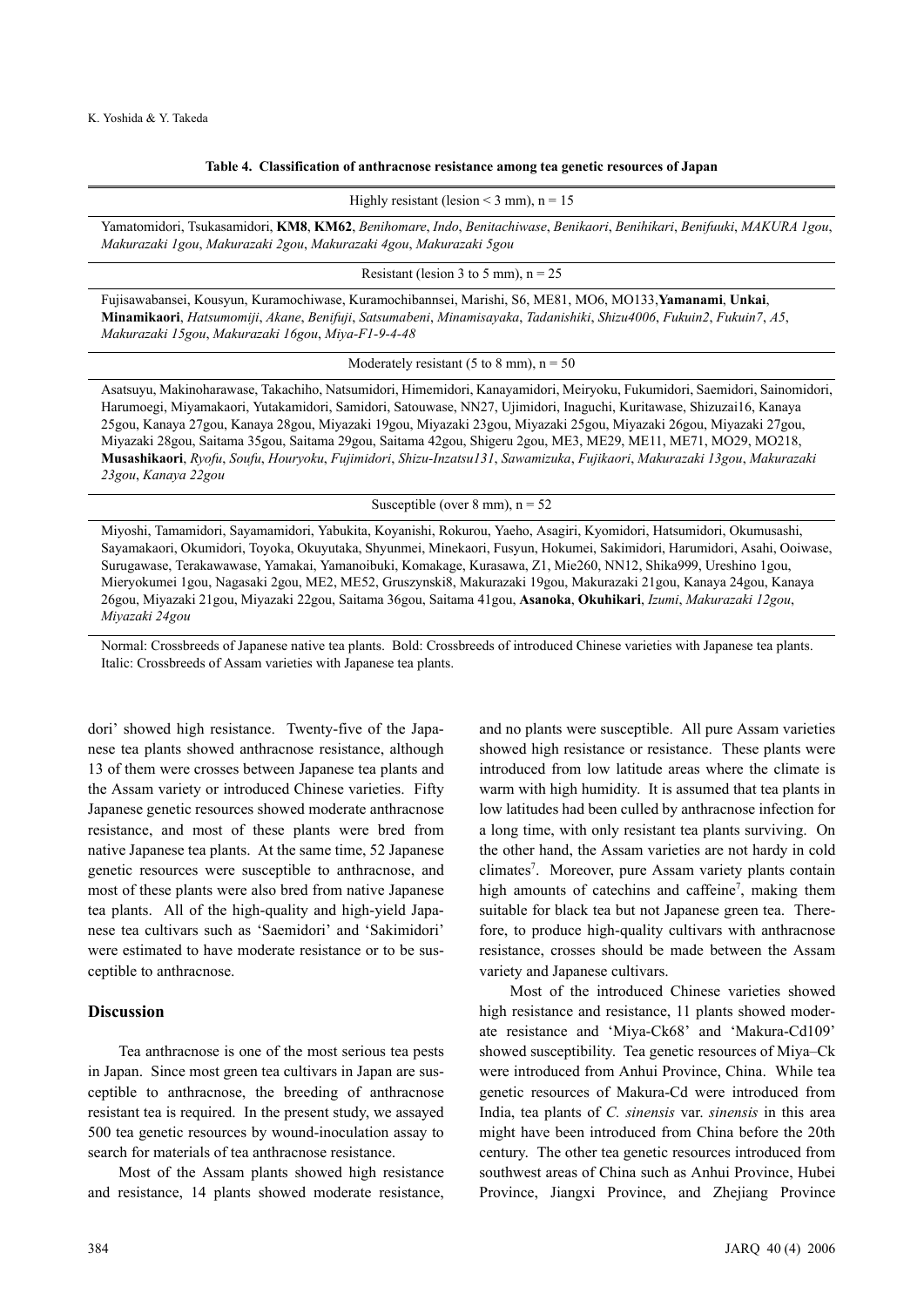**Table 4. Classification of anthracnose resistance among tea genetic resources of Japan**

| Highly resistant (lesion < 3 mm), n = 15 |
|---|
| Yamatomidori, Tsukasamidori, **KM8**, **KM62**, *Benihomare*, *Indo*, *Benitachiwase*, *Benikaori*, *Benihikari*, *Benifuuki*, *MAKURA 1gou*, *Makurazaki 1gou*, *Makurazaki 2gou*, *Makurazaki 4gou*, *Makurazaki 5gou* |
| Resistant (lesion 3 to 5 mm), n = 25 |
| Fujisawabansei, Kousyun, Kuramochiwase, Kuramochibannsei, Marishi, S6, ME81, MO6, MO133, **Yamanami**, **Unkai**, **Minamikaori**, *Hatsumomiji*, *Akane*, *Benifuji*, *Satsumabeni*, *Minamisayaka*, *Tadanishiki*, *Shizu4006*, *Fukuin2*, *Fukuin7*, *A5*, *Makurazaki 15gou*, *Makurazaki 16gou*, *Miya-F1-9-4-48* |
| Moderately resistant (5 to 8 mm), n = 50 |
| Asatsuyu, Makinoharawase, Takachiho, Natsumidori, Himemidori, Kanayamidori, Meiryoku, Fukumidori, Saemidori, Sainomidori, Harumoegi, Miyamakaori, Yutakamidori, Samidori, Satouwase, NN27, Ujimidori, Inaguchi, Kuritawase, Shizuzai16, Kanaya 25gou, Kanaya 27gou, Kanaya 28gou, Miyazaki 19gou, Miyazaki 23gou, Miyazaki 25gou, Miyazaki 26gou, Miyazaki 27gou, Miyazaki 28gou, Saitama 35gou, Saitama 29gou, Saitama 42gou, Shigeru 2gou, ME3, ME29, ME11, ME71, MO29, MO218, **Musashikaori**, *Ryofu*, *Soufu*, *Houryoku*, *Fujimidori*, *Shizu-Inzatsu131*, *Sawamizuka*, *Fujikaori*, *Makurazaki 13gou*, *Makurazaki 23gou*, *Kanaya 22gou* |
| Susceptible (over 8 mm), n = 52 |
| Miyoshi, Tamamidori, Sayamamidori, Yabukita, Koyanishi, Rokurou, Yaeho, Asagiri, Kyomidori, Hatsumidori, Okumusashi, Sayamakaori, Okumidori, Toyoka, Okuyutaka, Shyunmei, Minekaori, Fusyun, Hokumei, Sakimidori, Harumidori, Asahi, Ooiwase, Surugawase, Terakawawase, Yamakai, Yamanoibuki, Komakage, Kurasawa, Z1, Mie260, NN12, Shika999, Ureshino 1gou, Mieryokumei 1gou, Nagasaki 2gou, ME2, ME52, Gruszynski8, Makurazaki 19gou, Makurazaki 21gou, Kanaya 24gou, Kanaya 26gou, Miyazaki 21gou, Miyazaki 22gou, Saitama 36gou, Saitama 41gou, **Asanoka**, **Okuhikari**, *Izumi*, *Makurazaki 12gou*, *Miyazaki 24gou* |

Normal: Crossbreeds of Japanese native tea plants. Bold: Crossbreeds of introduced Chinese varieties with Japanese tea plants. Italic: Crossbreeds of Assam varieties with Japanese tea plants.

dori' showed high resistance. Twenty-five of the Japanese tea plants showed anthracnose resistance, although 13 of them were crosses between Japanese tea plants and the Assam variety or introduced Chinese varieties. Fifty Japanese genetic resources showed moderate anthracnose resistance, and most of these plants were bred from native Japanese tea plants. At the same time, 52 Japanese genetic resources were susceptible to anthracnose, and most of these plants were also bred from native Japanese tea plants. All of the high-quality and high-yield Japanese tea cultivars such as 'Saemidori' and 'Sakimidori' were estimated to have moderate resistance or to be susceptible to anthracnose.

## Discussion

Tea anthracnose is one of the most serious tea pests in Japan. Since most green tea cultivars in Japan are susceptible to anthracnose, the breeding of anthracnose resistant tea is required. In the present study, we assayed 500 tea genetic resources by wound-inoculation assay to search for materials of tea anthracnose resistance.

Most of the Assam plants showed high resistance and resistance, 14 plants showed moderate resistance, and no plants were susceptible. All pure Assam varieties showed high resistance or resistance. These plants were introduced from low latitude areas where the climate is warm with high humidity. It is assumed that tea plants in low latitudes had been culled by anthracnose infection for a long time, with only resistant tea plants surviving. On the other hand, the Assam varieties are not hardy in cold climates[7]. Moreover, pure Assam variety plants contain high amounts of catechins and caffeine[7], making them suitable for black tea but not Japanese green tea. Therefore, to produce high-quality cultivars with anthracnose resistance, crosses should be made between the Assam variety and Japanese cultivars.

Most of the introduced Chinese varieties showed high resistance and resistance, 11 plants showed moderate resistance and 'Miya-Ck68' and 'Makura-Cd109' showed susceptibility. Tea genetic resources of Miya–Ck were introduced from Anhui Province, China. While tea genetic resources of Makura-Cd were introduced from India, tea plants of *C. sinensis* var. *sinensis* in this area might have been introduced from China before the 20th century. The other tea genetic resources introduced from southwest areas of China such as Anhui Province, Hubei Province, Jiangxi Province, and Zhejiang Province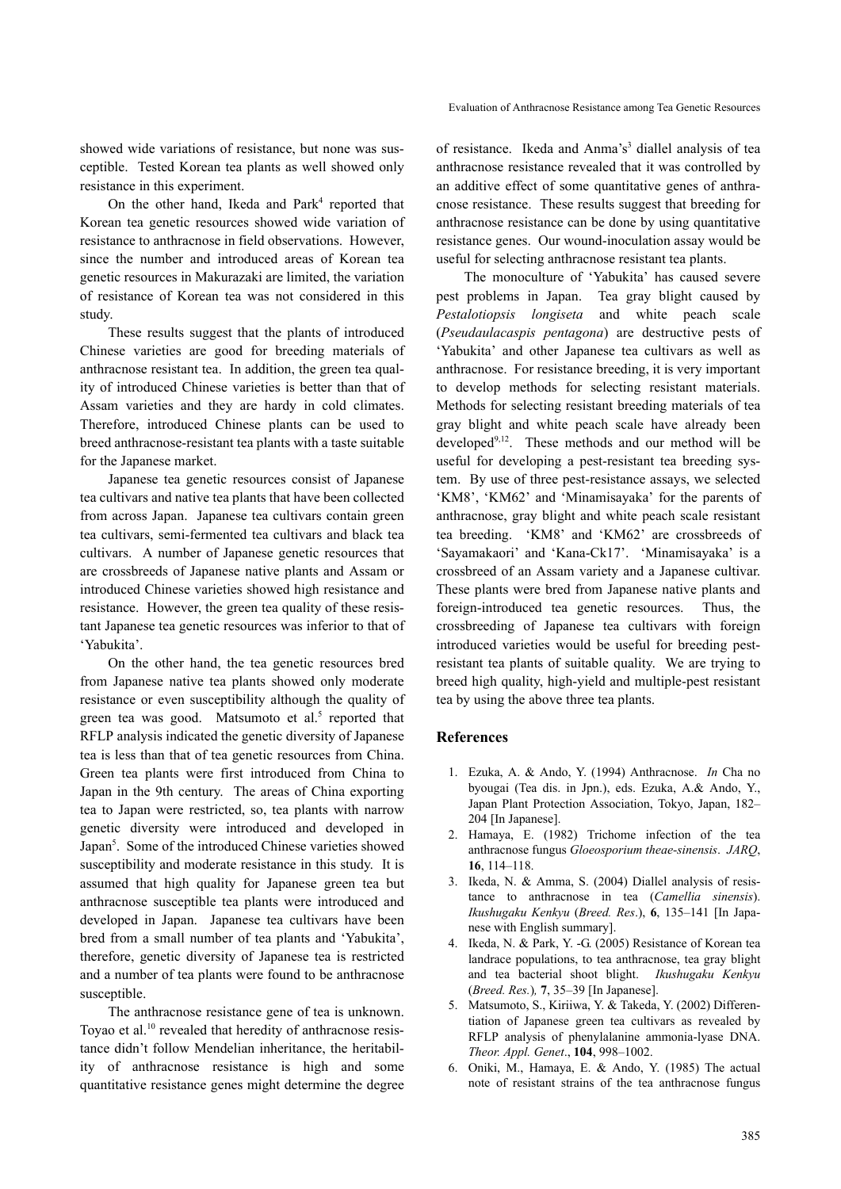showed wide variations of resistance, but none was susceptible. Tested Korean tea plants as well showed only resistance in this experiment.

On the other hand, Ikeda and Park[4] reported that Korean tea genetic resources showed wide variation of resistance to anthracnose in field observations. However, since the number and introduced areas of Korean tea genetic resources in Makurazaki are limited, the variation of resistance of Korean tea was not considered in this study.

These results suggest that the plants of introduced Chinese varieties are good for breeding materials of anthracnose resistant tea. In addition, the green tea quality of introduced Chinese varieties is better than that of Assam varieties and they are hardy in cold climates. Therefore, introduced Chinese plants can be used to breed anthracnose-resistant tea plants with a taste suitable for the Japanese market.

Japanese tea genetic resources consist of Japanese tea cultivars and native tea plants that have been collected from across Japan. Japanese tea cultivars contain green tea cultivars, semi-fermented tea cultivars and black tea cultivars. A number of Japanese genetic resources that are crossbreeds of Japanese native plants and Assam or introduced Chinese varieties showed high resistance and resistance. However, the green tea quality of these resistant Japanese tea genetic resources was inferior to that of 'Yabukita'.

On the other hand, the tea genetic resources bred from Japanese native tea plants showed only moderate resistance or even susceptibility although the quality of green tea was good. Matsumoto et al.[5] reported that RFLP analysis indicated the genetic diversity of Japanese tea is less than that of tea genetic resources from China. Green tea plants were first introduced from China to Japan in the 9th century. The areas of China exporting tea to Japan were restricted, so, tea plants with narrow genetic diversity were introduced and developed in Japan[5]. Some of the introduced Chinese varieties showed susceptibility and moderate resistance in this study. It is assumed that high quality for Japanese green tea but anthracnose susceptible tea plants were introduced and developed in Japan. Japanese tea cultivars have been bred from a small number of tea plants and 'Yabukita', therefore, genetic diversity of Japanese tea is restricted and a number of tea plants were found to be anthracnose susceptible.

The anthracnose resistance gene of tea is unknown. Toyao et al.[10] revealed that heredity of anthracnose resistance didn't follow Mendelian inheritance, the heritability of anthracnose resistance is high and some quantitative resistance genes might determine the degree of resistance. Ikeda and Anma's[3] diallel analysis of tea anthracnose resistance revealed that it was controlled by an additive effect of some quantitative genes of anthracnose resistance. These results suggest that breeding for anthracnose resistance can be done by using quantitative resistance genes. Our wound-inoculation assay would be useful for selecting anthracnose resistant tea plants.

The monoculture of 'Yabukita' has caused severe pest problems in Japan. Tea gray blight caused by *Pestalotiopsis longiseta* and white peach scale (*Pseudaulacaspis pentagona*) are destructive pests of 'Yabukita' and other Japanese tea cultivars as well as anthracnose. For resistance breeding, it is very important to develop methods for selecting resistant materials. Methods for selecting resistant breeding materials of tea gray blight and white peach scale have already been developed[9,12]. These methods and our method will be useful for developing a pest-resistant tea breeding system. By use of three pest-resistance assays, we selected 'KM8', 'KM62' and 'Minamisayaka' for the parents of anthracnose, gray blight and white peach scale resistant tea breeding. 'KM8' and 'KM62' are crossbreeds of 'Sayamakaori' and 'Kana-Ck17'. 'Minamisayaka' is a crossbreed of an Assam variety and a Japanese cultivar. These plants were bred from Japanese native plants and foreign-introduced tea genetic resources. Thus, the crossbreeding of Japanese tea cultivars with foreign introduced varieties would be useful for breeding pest-resistant tea plants of suitable quality. We are trying to breed high quality, high-yield and multiple-pest resistant tea by using the above three tea plants.

## References

1. Ezuka, A. & Ando, Y. (1994) Anthracnose. *In* Cha no byougai (Tea dis. in Jpn.), eds. Ezuka, A.& Ando, Y., Japan Plant Protection Association, Tokyo, Japan, 182–204 [In Japanese].
2. Hamaya, E. (1982) Trichome infection of the tea anthracnose fungus *Gloeosporium theae-sinensis*. *JARQ*, **16**, 114–118.
3. Ikeda, N. & Amma, S. (2004) Diallel analysis of resistance to anthracnose in tea (*Camellia sinensis*). *Ikushugaku Kenkyu* (*Breed. Res*.), **6**, 135–141 [In Japanese with English summary].
4. Ikeda, N. & Park, Y. -G. (2005) Resistance of Korean tea landrace populations, to tea anthracnose, tea gray blight and tea bacterial shoot blight. *Ikushugaku Kenkyu* (*Breed. Res.*)*,* **7**, 35–39 [In Japanese].
5. Matsumoto, S., Kiriiwa, Y. & Takeda, Y. (2002) Differentiation of Japanese green tea cultivars as revealed by RFLP analysis of phenylalanine ammonia-lyase DNA. *Theor. Appl. Genet*., **104**, 998–1002.
6. Oniki, M., Hamaya, E. & Ando, Y. (1985) The actual note of resistant strains of the tea anthracnose fungus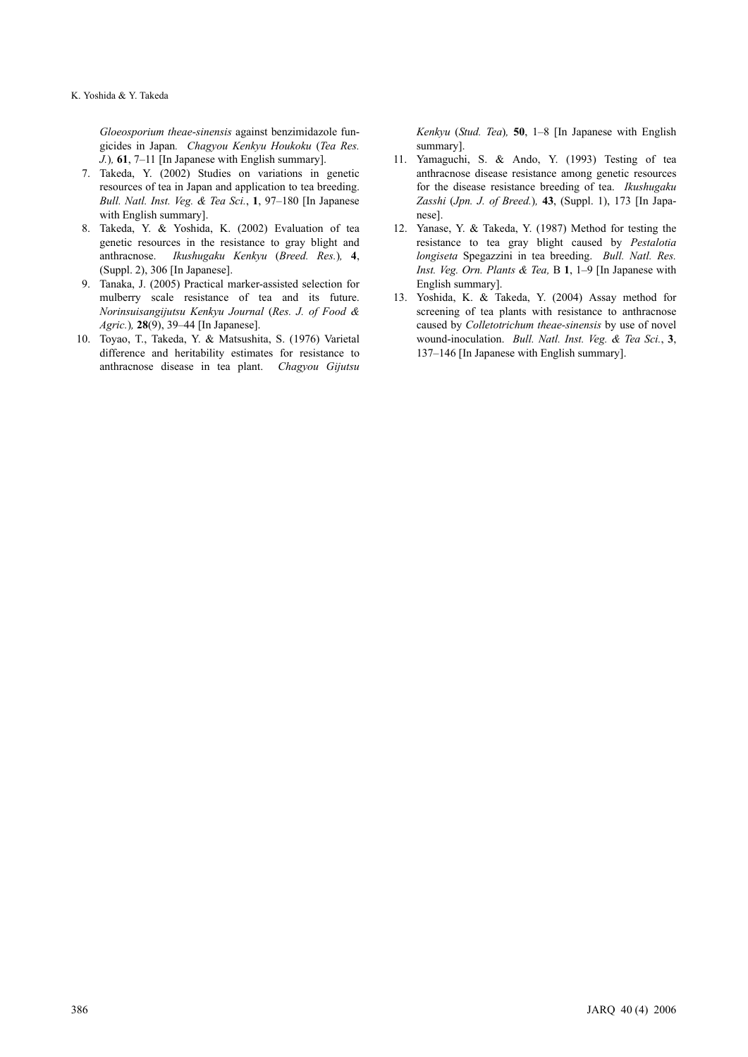*Gloeosporium theae-sinensis* against benzimidazole fungicides in Japan. *Chagyou Kenkyu Houkoku* (*Tea Res. J.*), **61**, 7–11 [In Japanese with English summary].

7. Takeda, Y. (2002) Studies on variations in genetic resources of tea in Japan and application to tea breeding. *Bull. Natl. Inst. Veg. & Tea Sci.*, **1**, 97–180 [In Japanese with English summary].
8. Takeda, Y. & Yoshida, K. (2002) Evaluation of tea genetic resources in the resistance to gray blight and anthracnose. *Ikushugaku Kenkyu* (*Breed. Res.*), **4**, (Suppl. 2), 306 [In Japanese].
9. Tanaka, J. (2005) Practical marker-assisted selection for mulberry scale resistance of tea and its future. *Norinsuisangijutsu Kenkyu Journal* (*Res. J. of Food & Agric.*), **28**(9), 39–44 [In Japanese].
10. Toyao, T., Takeda, Y. & Matsushita, S. (1976) Varietal difference and heritability estimates for resistance to anthracnose disease in tea plant. *Chagyou Gijutsu Kenkyu* (*Stud. Tea*), **50**, 1–8 [In Japanese with English summary].
11. Yamaguchi, S. & Ando, Y. (1993) Testing of tea anthracnose disease resistance among genetic resources for the disease resistance breeding of tea. *Ikushugaku Zasshi* (*Jpn. J. of Breed.*), **43**, (Suppl. 1), 173 [In Japanese].
12. Yanase, Y. & Takeda, Y. (1987) Method for testing the resistance to tea gray blight caused by *Pestalotia longiseta* Spegazzini in tea breeding. *Bull. Natl. Res. Inst. Veg. Orn. Plants & Tea,* B **1**, 1–9 [In Japanese with English summary].
13. Yoshida, K. & Takeda, Y. (2004) Assay method for screening of tea plants with resistance to anthracnose caused by *Colletotrichum theae-sinensis* by use of novel wound-inoculation. *Bull. Natl. Inst. Veg. & Tea Sci.*, **3**, 137–146 [In Japanese with English summary].